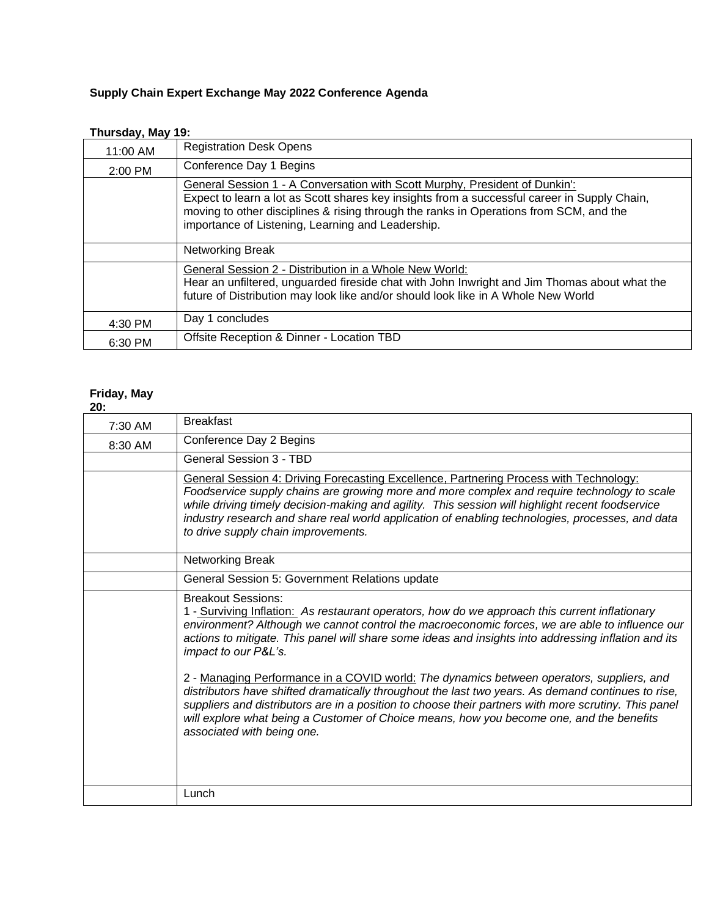**Supply Chain Expert Exchange May 2022 Conference Agenda**

**Thursday, May 19:**

| | |
|---|---|
| 11:00 AM | Registration Desk Opens |
| 2:00 PM | Conference Day 1 Begins |
| | General Session 1 - A Conversation with Scott Murphy, President of Dunkin': Expect to learn a lot as Scott shares key insights from a successful career in Supply Chain, moving to other disciplines & rising through the ranks in Operations from SCM, and the importance of Listening, Learning and Leadership. |
| | Networking Break |
| | General Session 2 - Distribution in a Whole New World: Hear an unfiltered, unguarded fireside chat with John Inwright and Jim Thomas about what the future of Distribution may look like and/or should look like in A Whole New World |
| 4:30 PM | Day 1 concludes |
| 6:30 PM | Offsite Reception & Dinner - Location TBD |

**Friday, May 20:**

| | |
|---|---|
| 7:30 AM | Breakfast |
| 8:30 AM | Conference Day 2 Begins |
| | General Session 3 - TBD |
| | General Session 4: Driving Forecasting Excellence, Partnering Process with Technology: *Foodservice supply chains are growing more and more complex and require technology to scale while driving timely decision-making and agility. This session will highlight recent foodservice industry research and share real world application of enabling technologies, processes, and data to drive supply chain improvements.* |
| | Networking Break |
| | General Session 5: Government Relations update |
| | Breakout Sessions:<br>1 - Surviving Inflation: *As restaurant operators, how do we approach this current inflationary environment? Although we cannot control the macroeconomic forces, we are able to influence our actions to mitigate. This panel will share some ideas and insights into addressing inflation and its impact to our P&L's.*<br><br>2 - Managing Performance in a COVID world: *The dynamics between operators, suppliers, and distributors have shifted dramatically throughout the last two years. As demand continues to rise, suppliers and distributors are in a position to choose their partners with more scrutiny. This panel will explore what being a Customer of Choice means, how you become one, and the benefits associated with being one.* |
| | Lunch |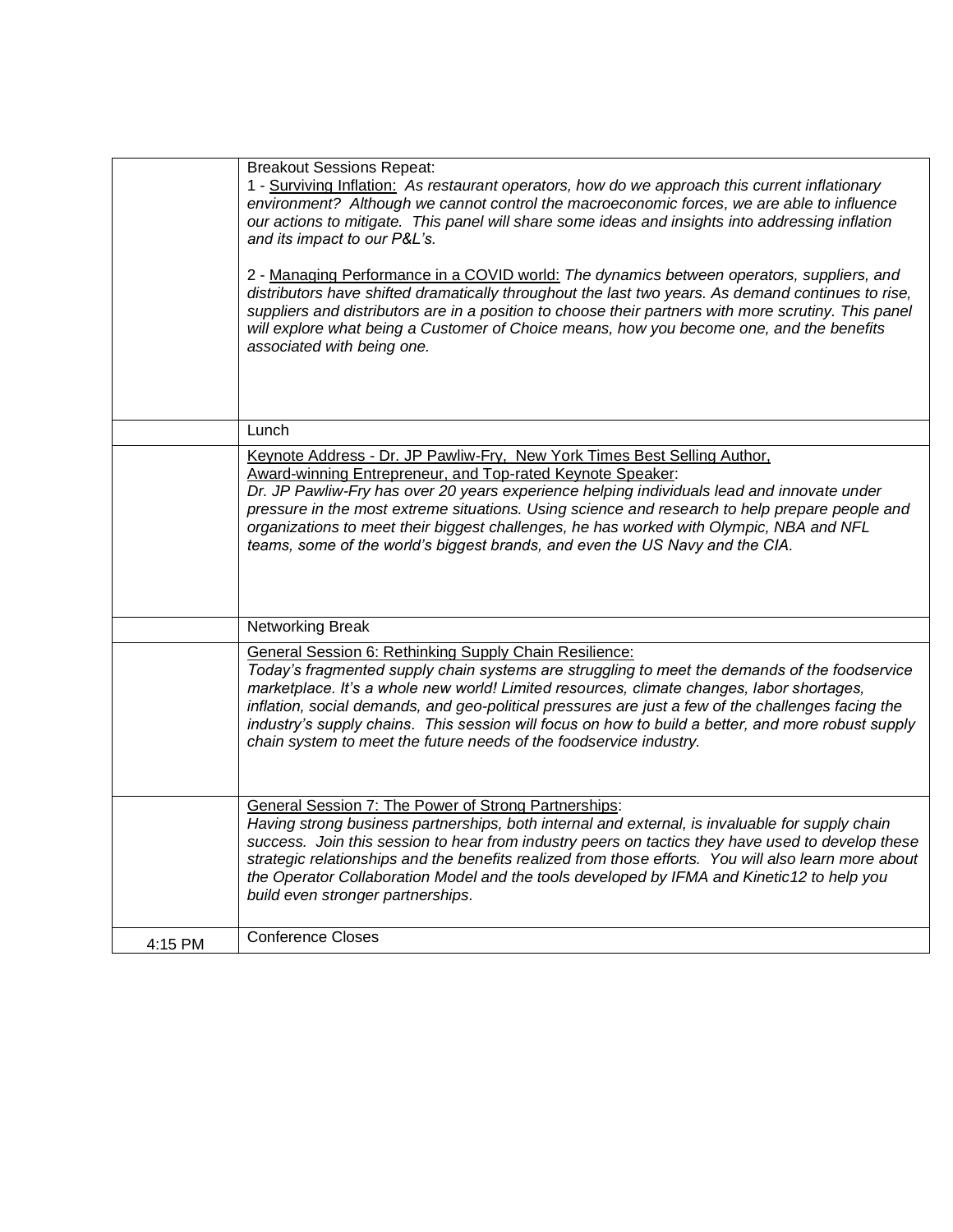| | |
|---|---|
| | Breakout Sessions Repeat:<br>1 - Surviving Inflation: *As restaurant operators, how do we approach this current inflationary environment? Although we cannot control the macroeconomic forces, we are able to influence our actions to mitigate. This panel will share some ideas and insights into addressing inflation and its impact to our P&L's.*<br><br>2 - Managing Performance in a COVID world: *The dynamics between operators, suppliers, and distributors have shifted dramatically throughout the last two years. As demand continues to rise, suppliers and distributors are in a position to choose their partners with more scrutiny. This panel will explore what being a Customer of Choice means, how you become one, and the benefits associated with being one.* |
| | Lunch |
| | Keynote Address - Dr. JP Pawliw-Fry, New York Times Best Selling Author, Award-winning Entrepreneur, and Top-rated Keynote Speaker:<br>*Dr. JP Pawliw-Fry has over 20 years experience helping individuals lead and innovate under pressure in the most extreme situations. Using science and research to help prepare people and organizations to meet their biggest challenges, he has worked with Olympic, NBA and NFL teams, some of the world's biggest brands, and even the US Navy and the CIA.* |
| | Networking Break |
| | General Session 6: Rethinking Supply Chain Resilience:<br>*Today's fragmented supply chain systems are struggling to meet the demands of the foodservice marketplace. It's a whole new world! Limited resources, climate changes, labor shortages, inflation, social demands, and geo-political pressures are just a few of the challenges facing the industry's supply chains. This session will focus on how to build a better, and more robust supply chain system to meet the future needs of the foodservice industry.* |
| | General Session 7: The Power of Strong Partnerships:<br>*Having strong business partnerships, both internal and external, is invaluable for supply chain success. Join this session to hear from industry peers on tactics they have used to develop these strategic relationships and the benefits realized from those efforts. You will also learn more about the Operator Collaboration Model and the tools developed by IFMA and Kinetic12 to help you build even stronger partnerships.* |
| 4:15 PM | Conference Closes |